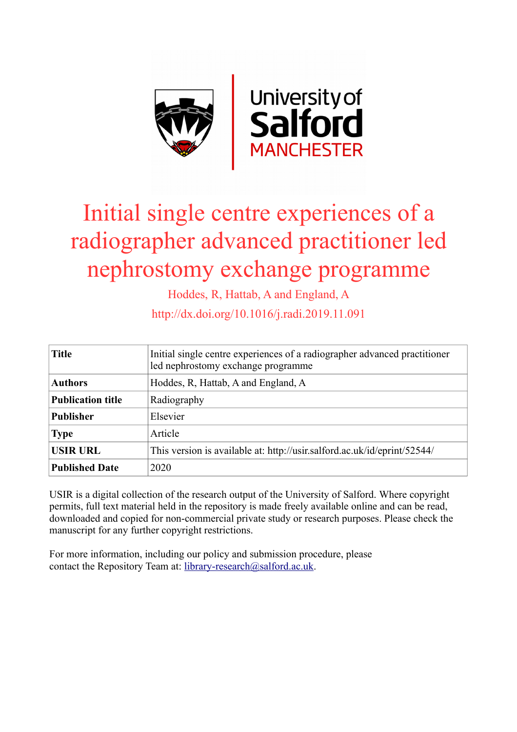# Initial single centre experiences of a radiographer advanced practitioner led nephrostomy exchange programme

Hoddes, R, Hattab, A and England, A

http://dx.doi.org/10.1016/j.radi.2019.11.091

| **Title** | Initial single centre experiences of a radiographer advanced practitioner led nephrostomy exchange programme |
|---|---|
| **Authors** | Hoddes, R, Hattab, A and England, A |
| **Publication title** | Radiography |
| **Publisher** | Elsevier |
| **Type** | Article |
| **USIR URL** | This version is available at: http://usir.salford.ac.uk/id/eprint/52544/ |
| **Published Date** | 2020 |

USIR is a digital collection of the research output of the University of Salford. Where copyright permits, full text material held in the repository is made freely available online and can be read, downloaded and copied for non-commercial private study or research purposes. Please check the manuscript for any further copyright restrictions.

For more information, including our policy and submission procedure, please contact the Repository Team at: library-research@salford.ac.uk.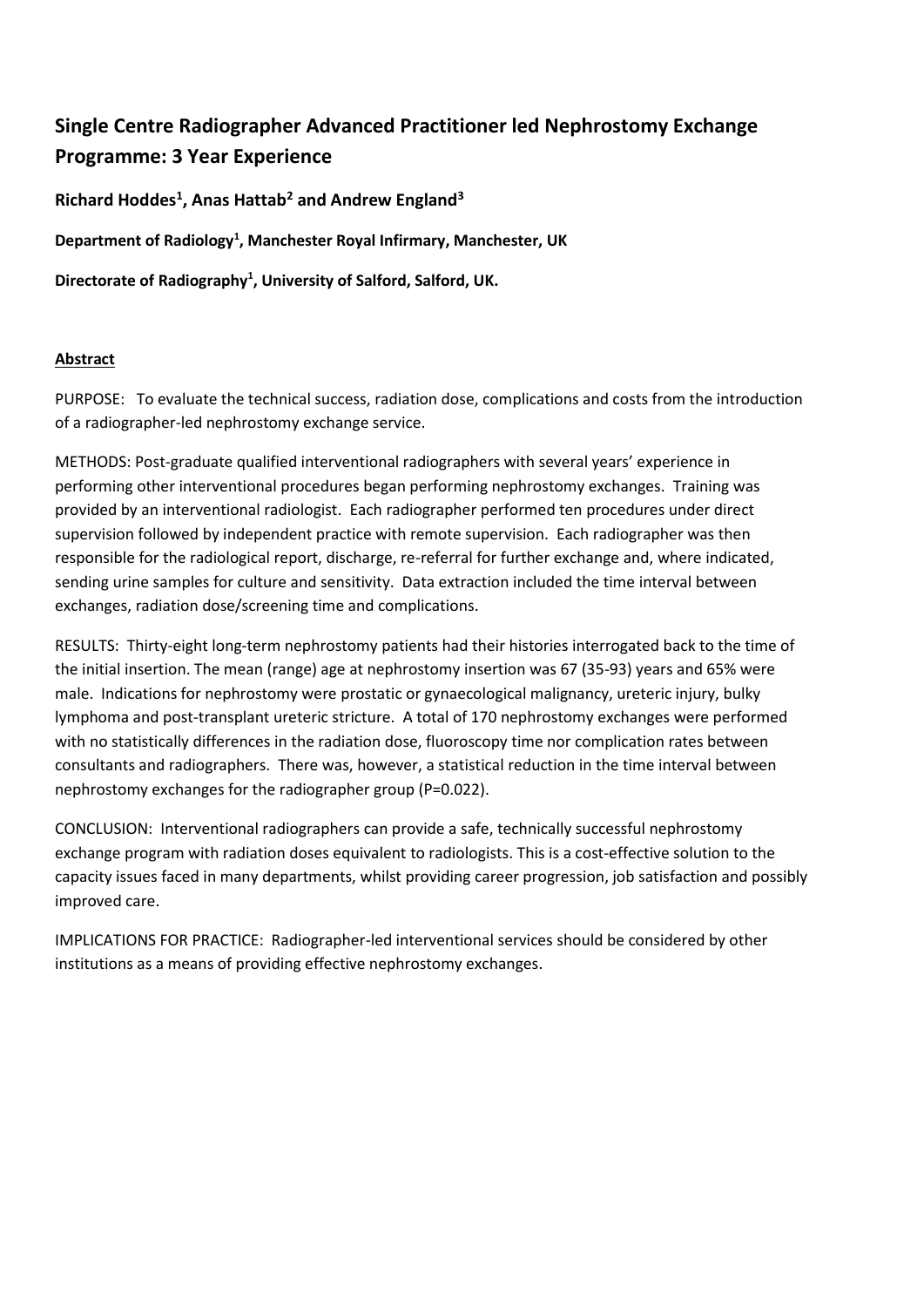# Single Centre Radiographer Advanced Practitioner led Nephrostomy Exchange Programme: 3 Year Experience

**Richard Hoddes[1], Anas Hattab[2] and Andrew England[3]**

**Department of Radiology[1], Manchester Royal Infirmary, Manchester, UK**

**Directorate of Radiography[1], University of Salford, Salford, UK.**

## Abstract

PURPOSE: To evaluate the technical success, radiation dose, complications and costs from the introduction of a radiographer-led nephrostomy exchange service.

METHODS: Post-graduate qualified interventional radiographers with several years' experience in performing other interventional procedures began performing nephrostomy exchanges. Training was provided by an interventional radiologist. Each radiographer performed ten procedures under direct supervision followed by independent practice with remote supervision. Each radiographer was then responsible for the radiological report, discharge, re-referral for further exchange and, where indicated, sending urine samples for culture and sensitivity. Data extraction included the time interval between exchanges, radiation dose/screening time and complications.

RESULTS: Thirty-eight long-term nephrostomy patients had their histories interrogated back to the time of the initial insertion. The mean (range) age at nephrostomy insertion was 67 (35-93) years and 65% were male. Indications for nephrostomy were prostatic or gynaecological malignancy, ureteric injury, bulky lymphoma and post-transplant ureteric stricture. A total of 170 nephrostomy exchanges were performed with no statistically differences in the radiation dose, fluoroscopy time nor complication rates between consultants and radiographers. There was, however, a statistical reduction in the time interval between nephrostomy exchanges for the radiographer group (P=0.022).

CONCLUSION: Interventional radiographers can provide a safe, technically successful nephrostomy exchange program with radiation doses equivalent to radiologists. This is a cost-effective solution to the capacity issues faced in many departments, whilst providing career progression, job satisfaction and possibly improved care.

IMPLICATIONS FOR PRACTICE: Radiographer-led interventional services should be considered by other institutions as a means of providing effective nephrostomy exchanges.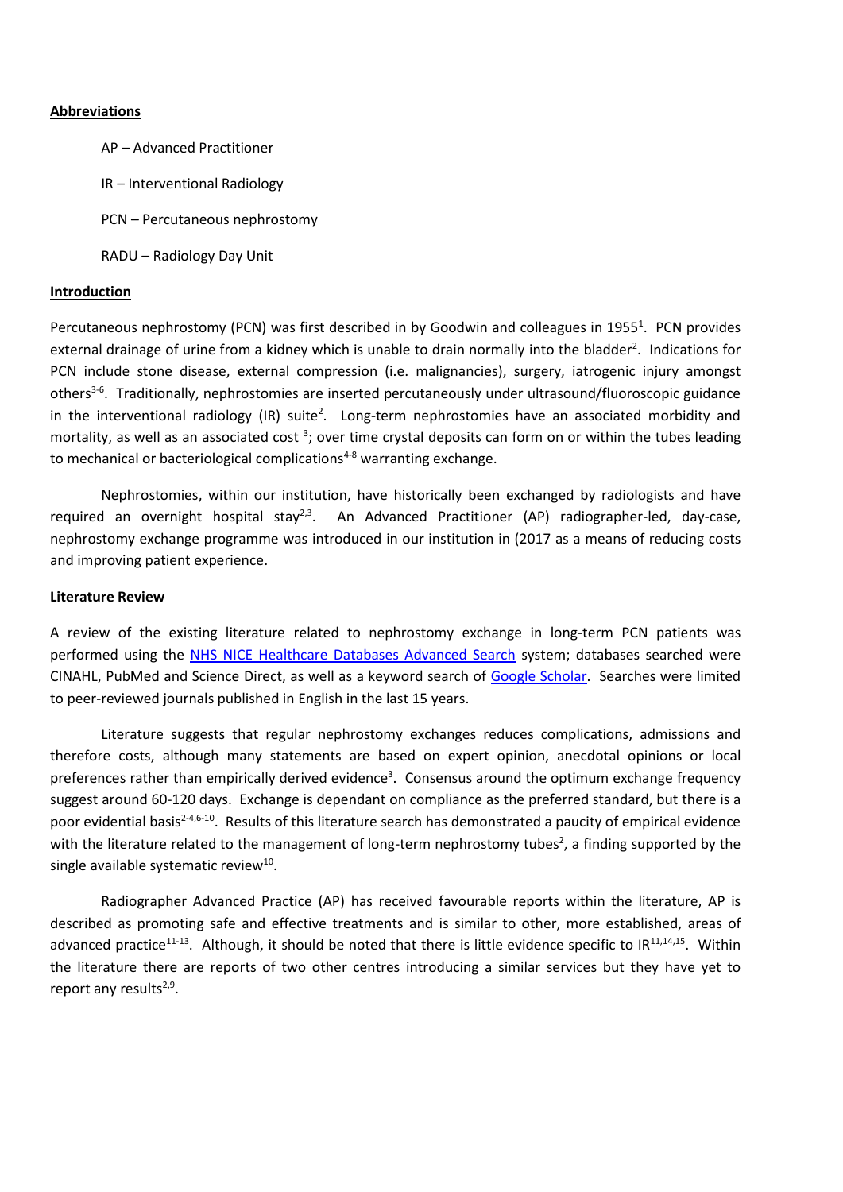## Abbreviations

AP – Advanced Practitioner

IR – Interventional Radiology

PCN – Percutaneous nephrostomy

RADU – Radiology Day Unit

## Introduction

Percutaneous nephrostomy (PCN) was first described in by Goodwin and colleagues in 1955[1]. PCN provides external drainage of urine from a kidney which is unable to drain normally into the bladder[2]. Indications for PCN include stone disease, external compression (i.e. malignancies), surgery, iatrogenic injury amongst others[3-6]. Traditionally, nephrostomies are inserted percutaneously under ultrasound/fluoroscopic guidance in the interventional radiology (IR) suite[2]. Long-term nephrostomies have an associated morbidity and mortality, as well as an associated cost [3]; over time crystal deposits can form on or within the tubes leading to mechanical or bacteriological complications[4-8] warranting exchange.

Nephrostomies, within our institution, have historically been exchanged by radiologists and have required an overnight hospital stay[2,3]. An Advanced Practitioner (AP) radiographer-led, day-case, nephrostomy exchange programme was introduced in our institution in (2017 as a means of reducing costs and improving patient experience.

## Literature Review

A review of the existing literature related to nephrostomy exchange in long-term PCN patients was performed using the NHS NICE Healthcare Databases Advanced Search system; databases searched were CINAHL, PubMed and Science Direct, as well as a keyword search of Google Scholar. Searches were limited to peer-reviewed journals published in English in the last 15 years.

Literature suggests that regular nephrostomy exchanges reduces complications, admissions and therefore costs, although many statements are based on expert opinion, anecdotal opinions or local preferences rather than empirically derived evidence[3]. Consensus around the optimum exchange frequency suggest around 60-120 days. Exchange is dependant on compliance as the preferred standard, but there is a poor evidential basis[2-4,6-10]. Results of this literature search has demonstrated a paucity of empirical evidence with the literature related to the management of long-term nephrostomy tubes[2], a finding supported by the single available systematic review[10].

Radiographer Advanced Practice (AP) has received favourable reports within the literature, AP is described as promoting safe and effective treatments and is similar to other, more established, areas of advanced practice[11-13]. Although, it should be noted that there is little evidence specific to IR[11,14,15]. Within the literature there are reports of two other centres introducing a similar services but they have yet to report any results[2,9].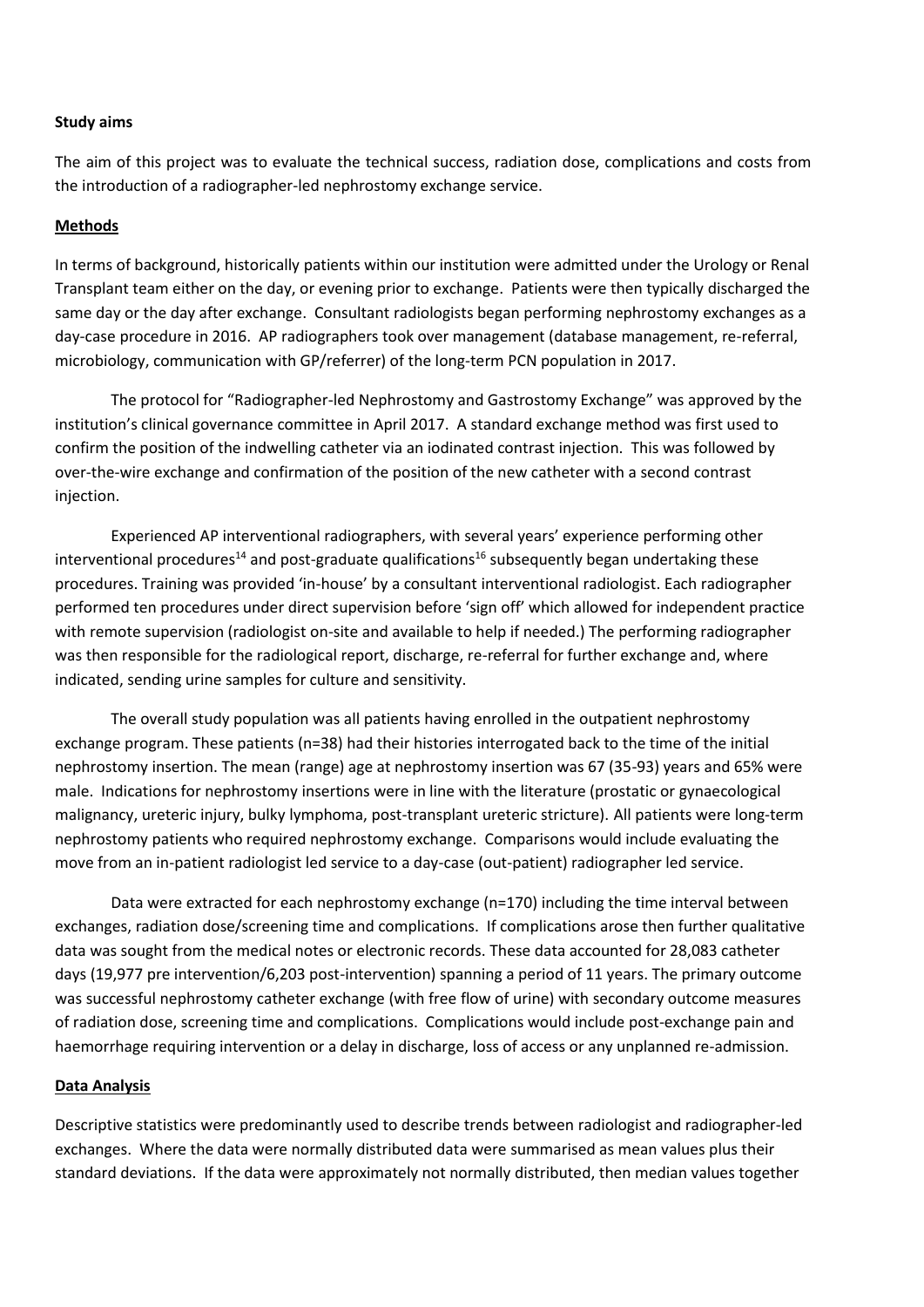**Study aims**

The aim of this project was to evaluate the technical success, radiation dose, complications and costs from the introduction of a radiographer-led nephrostomy exchange service.

## Methods

In terms of background, historically patients within our institution were admitted under the Urology or Renal Transplant team either on the day, or evening prior to exchange. Patients were then typically discharged the same day or the day after exchange. Consultant radiologists began performing nephrostomy exchanges as a day-case procedure in 2016. AP radiographers took over management (database management, re-referral, microbiology, communication with GP/referrer) of the long-term PCN population in 2017.

The protocol for "Radiographer-led Nephrostomy and Gastrostomy Exchange" was approved by the institution's clinical governance committee in April 2017. A standard exchange method was first used to confirm the position of the indwelling catheter via an iodinated contrast injection. This was followed by over-the-wire exchange and confirmation of the position of the new catheter with a second contrast injection.

Experienced AP interventional radiographers, with several years' experience performing other interventional procedures[14] and post-graduate qualifications[16] subsequently began undertaking these procedures. Training was provided 'in-house' by a consultant interventional radiologist. Each radiographer performed ten procedures under direct supervision before 'sign off' which allowed for independent practice with remote supervision (radiologist on-site and available to help if needed.) The performing radiographer was then responsible for the radiological report, discharge, re-referral for further exchange and, where indicated, sending urine samples for culture and sensitivity.

The overall study population was all patients having enrolled in the outpatient nephrostomy exchange program. These patients (n=38) had their histories interrogated back to the time of the initial nephrostomy insertion. The mean (range) age at nephrostomy insertion was 67 (35-93) years and 65% were male. Indications for nephrostomy insertions were in line with the literature (prostatic or gynaecological malignancy, ureteric injury, bulky lymphoma, post-transplant ureteric stricture). All patients were long-term nephrostomy patients who required nephrostomy exchange. Comparisons would include evaluating the move from an in-patient radiologist led service to a day-case (out-patient) radiographer led service.

Data were extracted for each nephrostomy exchange (n=170) including the time interval between exchanges, radiation dose/screening time and complications. If complications arose then further qualitative data was sought from the medical notes or electronic records. These data accounted for 28,083 catheter days (19,977 pre intervention/6,203 post-intervention) spanning a period of 11 years. The primary outcome was successful nephrostomy catheter exchange (with free flow of urine) with secondary outcome measures of radiation dose, screening time and complications. Complications would include post-exchange pain and haemorrhage requiring intervention or a delay in discharge, loss of access or any unplanned re-admission.

## Data Analysis

Descriptive statistics were predominantly used to describe trends between radiologist and radiographer-led exchanges. Where the data were normally distributed data were summarised as mean values plus their standard deviations. If the data were approximately not normally distributed, then median values together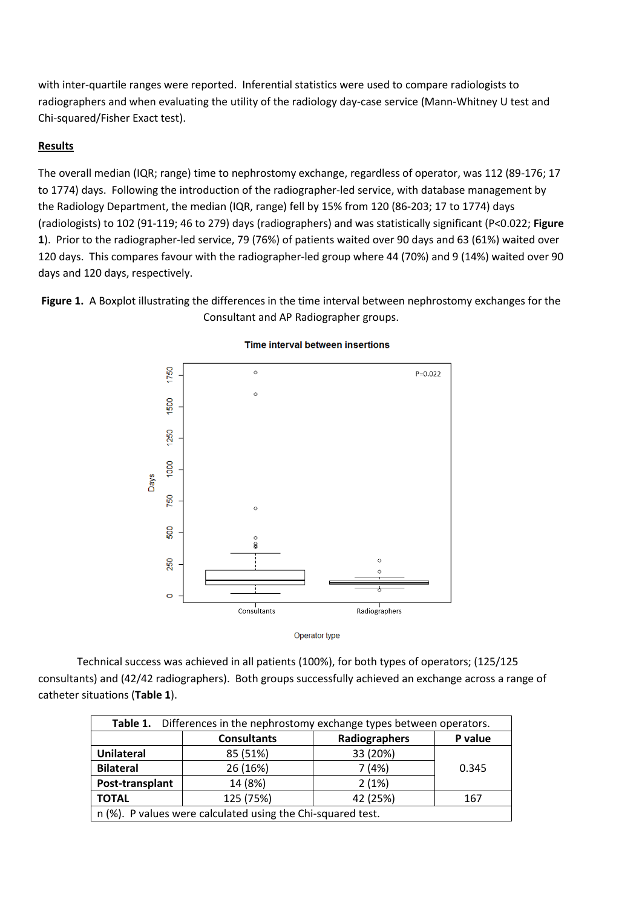with inter-quartile ranges were reported. Inferential statistics were used to compare radiologists to radiographers and when evaluating the utility of the radiology day-case service (Mann-Whitney U test and Chi-squared/Fisher Exact test).

## Results

The overall median (IQR; range) time to nephrostomy exchange, regardless of operator, was 112 (89-176; 17 to 1774) days. Following the introduction of the radiographer-led service, with database management by the Radiology Department, the median (IQR, range) fell by 15% from 120 (86-203; 17 to 1774) days (radiologists) to 102 (91-119; 46 to 279) days (radiographers) and was statistically significant ($P<0.022$; **Figure 1**). Prior to the radiographer-led service, 79 (76%) of patients waited over 90 days and 63 (61%) waited over 120 days. This compares favour with the radiographer-led group where 44 (70%) and 9 (14%) waited over 90 days and 120 days, respectively.

**Figure 1.** A Boxplot illustrating the differences in the time interval between nephrostomy exchanges for the Consultant and AP Radiographer groups.

Technical success was achieved in all patients (100%), for both types of operators; (125/125 consultants) and (42/42 radiographers). Both groups successfully achieved an exchange across a range of catheter situations (**Table 1**).

**Table 1.** Differences in the nephrostomy exchange types between operators.

| | Consultants | Radiographers | P value |
|---|---|---|---|
| **Unilateral** | 85 (51%) | 33 (20%) | 0.345 |
| **Bilateral** | 26 (16%) | 7 (4%) | |
| **Post-transplant** | 14 (8%) | 2 (1%) | |
| **TOTAL** | 125 (75%) | 42 (25%) | 167 |

n (%). P values were calculated using the Chi-squared test.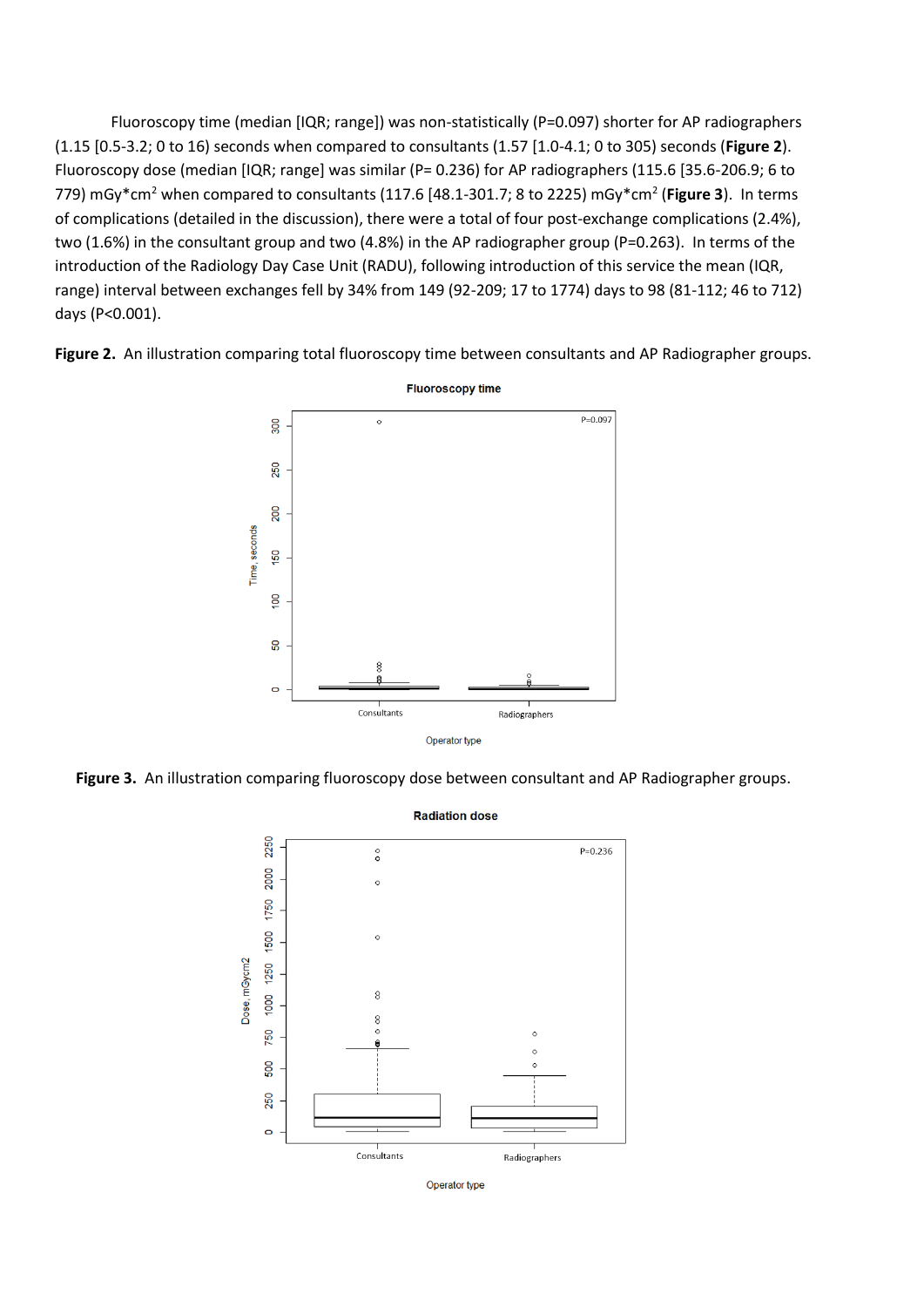Fluoroscopy time (median [IQR; range]) was non-statistically (P=0.097) shorter for AP radiographers (1.15 [0.5-3.2; 0 to 16) seconds when compared to consultants (1.57 [1.0-4.1; 0 to 305) seconds (**Figure 2**). Fluoroscopy dose (median [IQR; range] was similar (P= 0.236) for AP radiographers (115.6 [35.6-206.9; 6 to 779) mGy*cm$^2$ when compared to consultants (117.6 [48.1-301.7; 8 to 2225) mGy*cm$^2$ (**Figure 3**). In terms of complications (detailed in the discussion), there were a total of four post-exchange complications (2.4%), two (1.6%) in the consultant group and two (4.8%) in the AP radiographer group (P=0.263). In terms of the introduction of the Radiology Day Case Unit (RADU), following introduction of this service the mean (IQR, range) interval between exchanges fell by 34% from 149 (92-209; 17 to 1774) days to 98 (81-112; 46 to 712) days (P<0.001).

**Figure 2.** An illustration comparing total fluoroscopy time between consultants and AP Radiographer groups.

**Figure 3.** An illustration comparing fluoroscopy dose between consultant and AP Radiographer groups.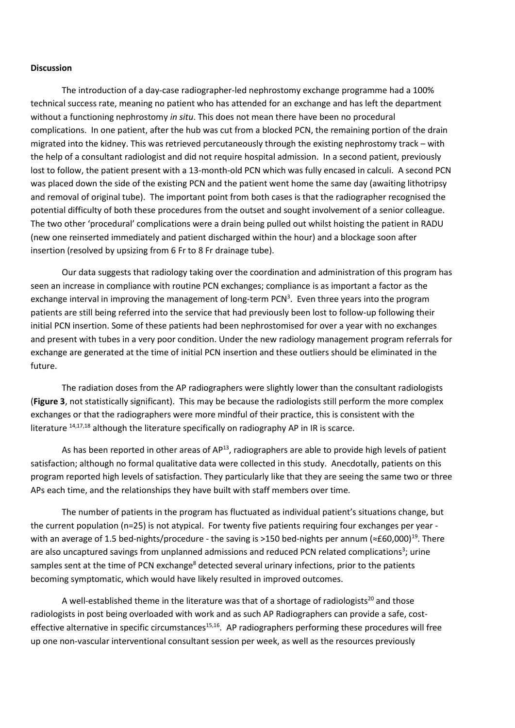**Discussion**

The introduction of a day-case radiographer-led nephrostomy exchange programme had a 100% technical success rate, meaning no patient who has attended for an exchange and has left the department without a functioning nephrostomy *in situ*. This does not mean there have been no procedural complications. In one patient, after the hub was cut from a blocked PCN, the remaining portion of the drain migrated into the kidney. This was retrieved percutaneously through the existing nephrostomy track – with the help of a consultant radiologist and did not require hospital admission. In a second patient, previously lost to follow, the patient present with a 13-month-old PCN which was fully encased in calculi. A second PCN was placed down the side of the existing PCN and the patient went home the same day (awaiting lithotripsy and removal of original tube). The important point from both cases is that the radiographer recognised the potential difficulty of both these procedures from the outset and sought involvement of a senior colleague. The two other 'procedural' complications were a drain being pulled out whilst hoisting the patient in RADU (new one reinserted immediately and patient discharged within the hour) and a blockage soon after insertion (resolved by upsizing from 6 Fr to 8 Fr drainage tube).

Our data suggests that radiology taking over the coordination and administration of this program has seen an increase in compliance with routine PCN exchanges; compliance is as important a factor as the exchange interval in improving the management of long-term PCN[3]. Even three years into the program patients are still being referred into the service that had previously been lost to follow-up following their initial PCN insertion. Some of these patients had been nephrostomised for over a year with no exchanges and present with tubes in a very poor condition. Under the new radiology management program referrals for exchange are generated at the time of initial PCN insertion and these outliers should be eliminated in the future.

The radiation doses from the AP radiographers were slightly lower than the consultant radiologists (**Figure 3**, not statistically significant). This may be because the radiologists still perform the more complex exchanges or that the radiographers were more mindful of their practice, this is consistent with the literature [14,17,18] although the literature specifically on radiography AP in IR is scarce.

As has been reported in other areas of AP[13], radiographers are able to provide high levels of patient satisfaction; although no formal qualitative data were collected in this study. Anecdotally, patients on this program reported high levels of satisfaction. They particularly like that they are seeing the same two or three APs each time, and the relationships they have built with staff members over time.

The number of patients in the program has fluctuated as individual patient's situations change, but the current population (n=25) is not atypical. For twenty five patients requiring four exchanges per year - with an average of 1.5 bed-nights/procedure - the saving is >150 bed-nights per annum (≈£60,000)[19]. There are also uncaptured savings from unplanned admissions and reduced PCN related complications[3]; urine samples sent at the time of PCN exchange[8] detected several urinary infections, prior to the patients becoming symptomatic, which would have likely resulted in improved outcomes.

A well-established theme in the literature was that of a shortage of radiologists[20] and those radiologists in post being overloaded with work and as such AP Radiographers can provide a safe, cost-effective alternative in specific circumstances[15,16]. AP radiographers performing these procedures will free up one non-vascular interventional consultant session per week, as well as the resources previously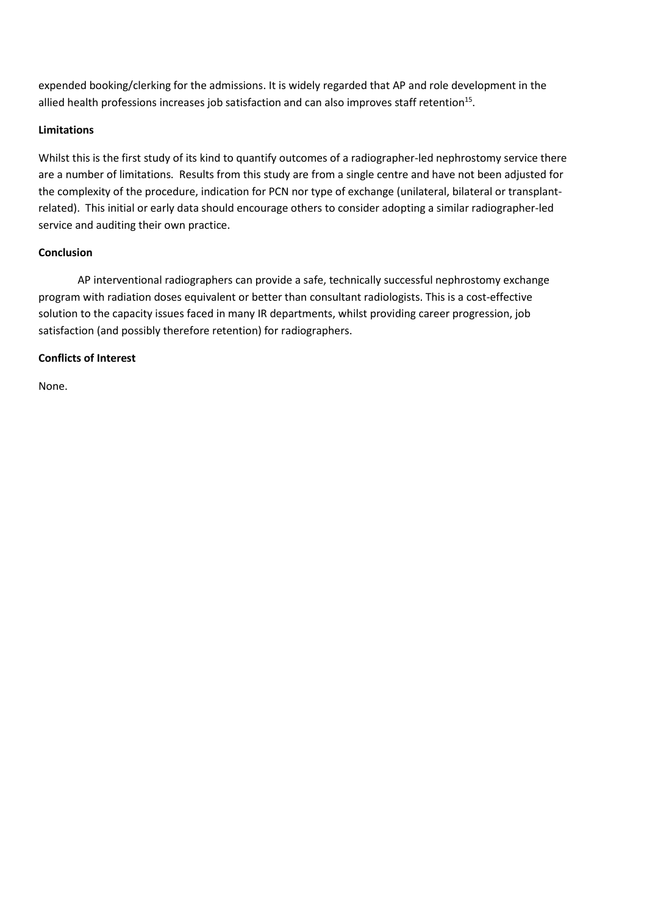expended booking/clerking for the admissions. It is widely regarded that AP and role development in the allied health professions increases job satisfaction and can also improves staff retention[15].

**Limitations**

Whilst this is the first study of its kind to quantify outcomes of a radiographer-led nephrostomy service there are a number of limitations. Results from this study are from a single centre and have not been adjusted for the complexity of the procedure, indication for PCN nor type of exchange (unilateral, bilateral or transplant-related). This initial or early data should encourage others to consider adopting a similar radiographer-led service and auditing their own practice.

**Conclusion**

AP interventional radiographers can provide a safe, technically successful nephrostomy exchange program with radiation doses equivalent or better than consultant radiologists. This is a cost-effective solution to the capacity issues faced in many IR departments, whilst providing career progression, job satisfaction (and possibly therefore retention) for radiographers.

**Conflicts of Interest**

None.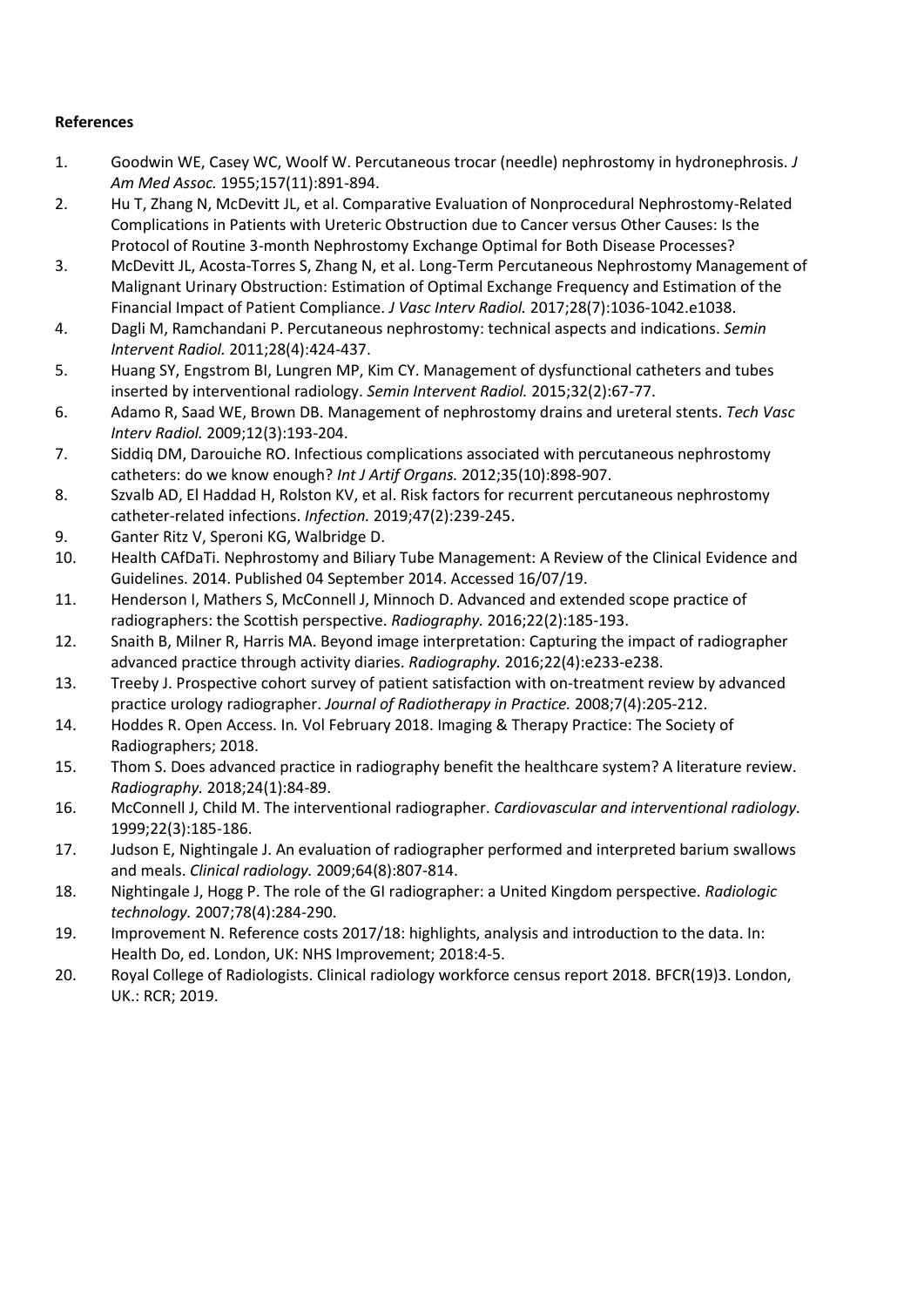**References**

1. Goodwin WE, Casey WC, Woolf W. Percutaneous trocar (needle) nephrostomy in hydronephrosis. *J Am Med Assoc.* 1955;157(11):891-894.
2. Hu T, Zhang N, McDevitt JL, et al. Comparative Evaluation of Nonprocedural Nephrostomy-Related Complications in Patients with Ureteric Obstruction due to Cancer versus Other Causes: Is the Protocol of Routine 3-month Nephrostomy Exchange Optimal for Both Disease Processes?
3. McDevitt JL, Acosta-Torres S, Zhang N, et al. Long-Term Percutaneous Nephrostomy Management of Malignant Urinary Obstruction: Estimation of Optimal Exchange Frequency and Estimation of the Financial Impact of Patient Compliance. *J Vasc Interv Radiol.* 2017;28(7):1036-1042.e1038.
4. Dagli M, Ramchandani P. Percutaneous nephrostomy: technical aspects and indications. *Semin Intervent Radiol.* 2011;28(4):424-437.
5. Huang SY, Engstrom BI, Lungren MP, Kim CY. Management of dysfunctional catheters and tubes inserted by interventional radiology. *Semin Intervent Radiol.* 2015;32(2):67-77.
6. Adamo R, Saad WE, Brown DB. Management of nephrostomy drains and ureteral stents. *Tech Vasc Interv Radiol.* 2009;12(3):193-204.
7. Siddiq DM, Darouiche RO. Infectious complications associated with percutaneous nephrostomy catheters: do we know enough? *Int J Artif Organs.* 2012;35(10):898-907.
8. Szvalb AD, El Haddad H, Rolston KV, et al. Risk factors for recurrent percutaneous nephrostomy catheter-related infections. *Infection.* 2019;47(2):239-245.
9. Ganter Ritz V, Speroni KG, Walbridge D.
10. Health CAfDaTi. Nephrostomy and Biliary Tube Management: A Review of the Clinical Evidence and Guidelines. 2014. Published 04 September 2014. Accessed 16/07/19.
11. Henderson I, Mathers S, McConnell J, Minnoch D. Advanced and extended scope practice of radiographers: the Scottish perspective. *Radiography.* 2016;22(2):185-193.
12. Snaith B, Milner R, Harris MA. Beyond image interpretation: Capturing the impact of radiographer advanced practice through activity diaries. *Radiography.* 2016;22(4):e233-e238.
13. Treeby J. Prospective cohort survey of patient satisfaction with on-treatment review by advanced practice urology radiographer. *Journal of Radiotherapy in Practice.* 2008;7(4):205-212.
14. Hoddes R. Open Access. In. Vol February 2018. Imaging & Therapy Practice: The Society of Radiographers; 2018.
15. Thom S. Does advanced practice in radiography benefit the healthcare system? A literature review. *Radiography.* 2018;24(1):84-89.
16. McConnell J, Child M. The interventional radiographer. *Cardiovascular and interventional radiology.* 1999;22(3):185-186.
17. Judson E, Nightingale J. An evaluation of radiographer performed and interpreted barium swallows and meals. *Clinical radiology.* 2009;64(8):807-814.
18. Nightingale J, Hogg P. The role of the GI radiographer: a United Kingdom perspective. *Radiologic technology.* 2007;78(4):284-290.
19. Improvement N. Reference costs 2017/18: highlights, analysis and introduction to the data. In: Health Do, ed. London, UK: NHS Improvement; 2018:4-5.
20. Royal College of Radiologists. Clinical radiology workforce census report 2018. BFCR(19)3. London, UK.: RCR; 2019.